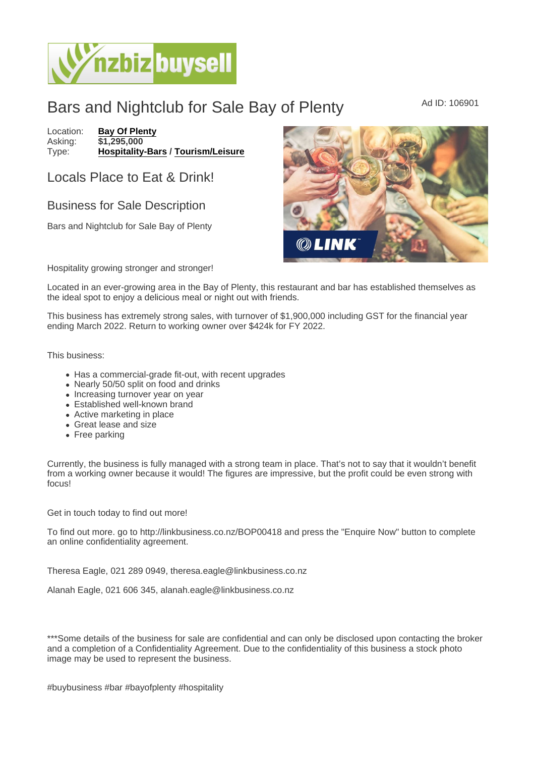# Bars and Nightclub for Sale Bay of Plenty

Ad ID: 106901

Location: **Bay Of Plenty**
Asking: **$1,295,000**
Type: **Hospitality-Bars / Tourism/Leisure**

## Locals Place to Eat & Drink!

### Business for Sale Description

Bars and Nightclub for Sale Bay of Plenty

Hospitality growing stronger and stronger!

Located in an ever-growing area in the Bay of Plenty, this restaurant and bar has established themselves as the ideal spot to enjoy a delicious meal or night out with friends.

This business has extremely strong sales, with turnover of $1,900,000 including GST for the financial year ending March 2022. Return to working owner over $424k for FY 2022.

This business:

- Has a commercial-grade fit-out, with recent upgrades
- Nearly 50/50 split on food and drinks
- Increasing turnover year on year
- Established well-known brand
- Active marketing in place
- Great lease and size
- Free parking

Currently, the business is fully managed with a strong team in place. That's not to say that it wouldn't benefit from a working owner because it would! The figures are impressive, but the profit could be even strong with focus!

Get in touch today to find out more!

To find out more. go to http://linkbusiness.co.nz/BOP00418 and press the "Enquire Now" button to complete an online confidentiality agreement.

Theresa Eagle, 021 289 0949, theresa.eagle@linkbusiness.co.nz

Alanah Eagle, 021 606 345, alanah.eagle@linkbusiness.co.nz

***Some details of the business for sale are confidential and can only be disclosed upon contacting the broker and a completion of a Confidentiality Agreement. Due to the confidentiality of this business a stock photo image may be used to represent the business.

#buybusiness #bar #bayofplenty #hospitality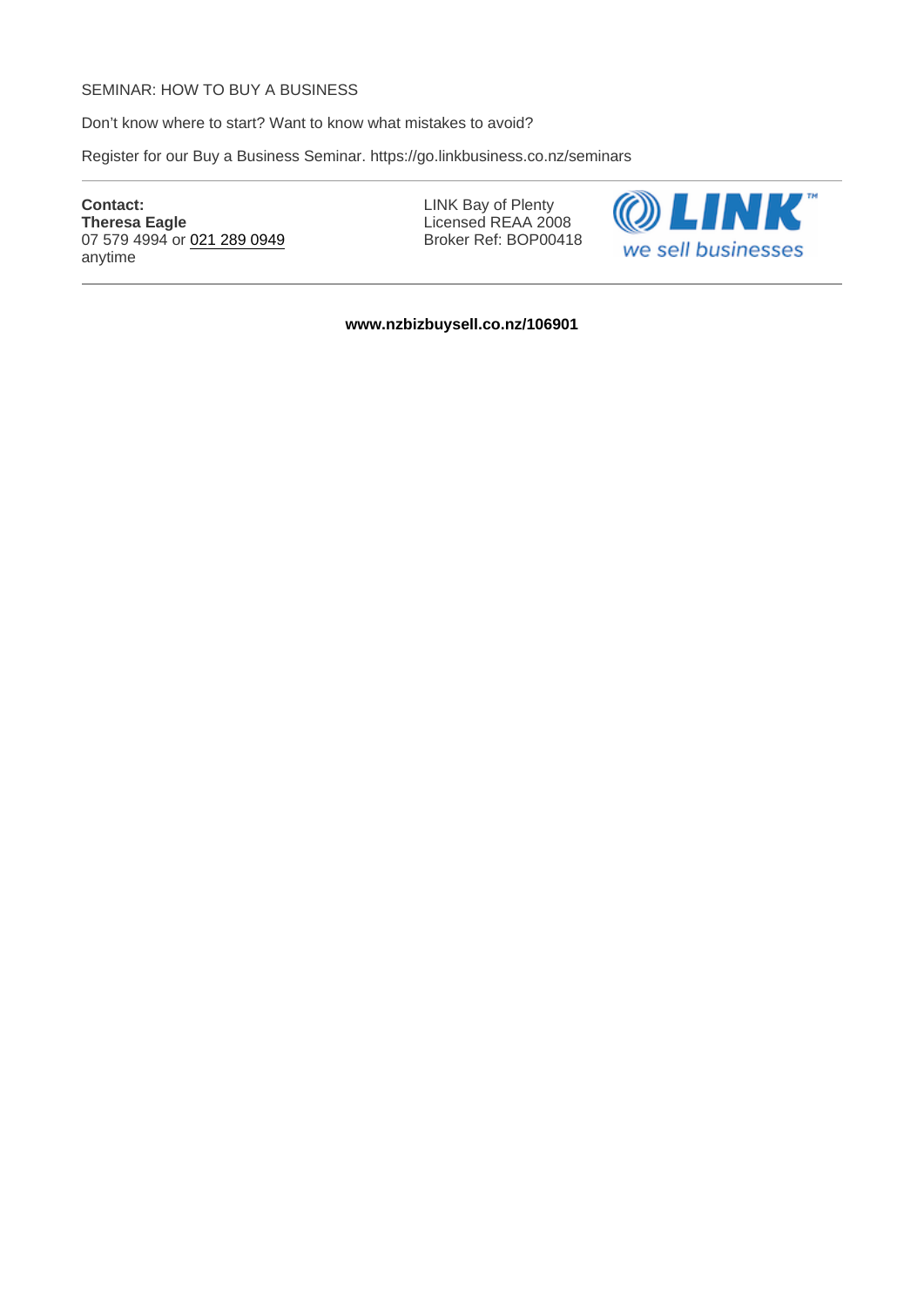SEMINAR: HOW TO BUY A BUSINESS

Don't know where to start? Want to know what mistakes to avoid?

Register for our Buy a Business Seminar. https://go.linkbusiness.co.nz/seminars

---

**Contact:**
**Theresa Eagle**
07 579 4994 or 021 289 0949
anytime

LINK Bay of Plenty
Licensed REAA 2008
Broker Ref: BOP00418

LINK™
we sell businesses

---

**www.nzbizbuysell.co.nz/106901**